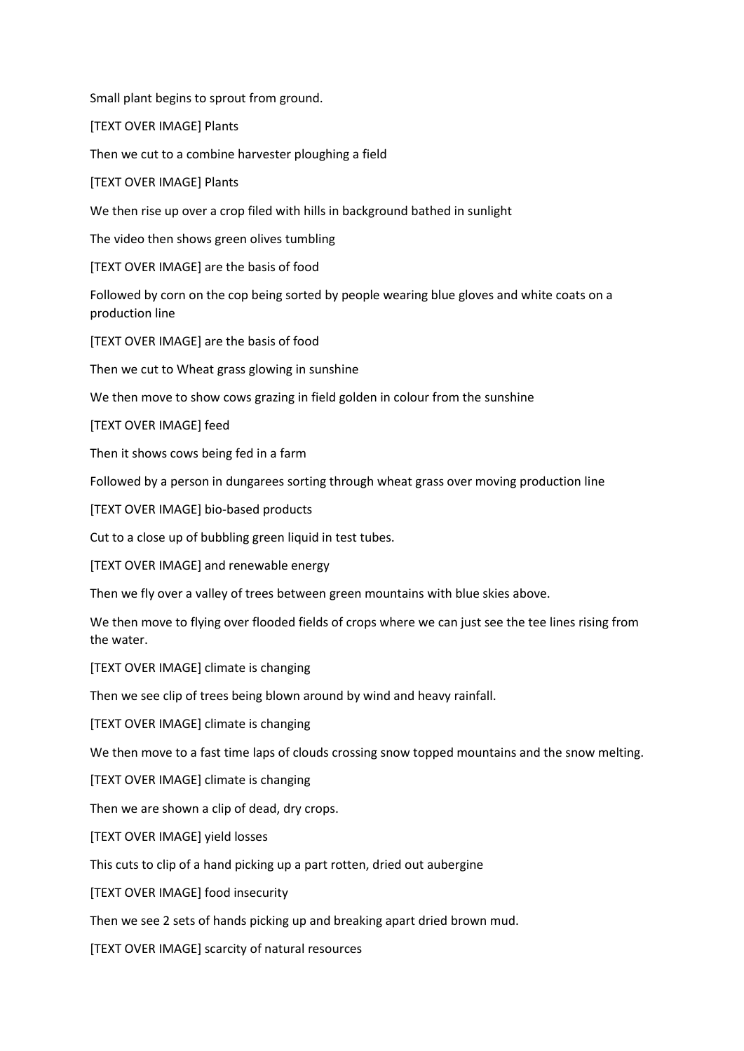Small plant begins to sprout from ground.

[TEXT OVER IMAGE] Plants

Then we cut to a combine harvester ploughing a field

[TEXT OVER IMAGE] Plants

We then rise up over a crop filed with hills in background bathed in sunlight

The video then shows green olives tumbling

[TEXT OVER IMAGE] are the basis of food

Followed by corn on the cop being sorted by people wearing blue gloves and white coats on a production line

[TEXT OVER IMAGE] are the basis of food

Then we cut to Wheat grass glowing in sunshine

We then move to show cows grazing in field golden in colour from the sunshine

[TEXT OVER IMAGE] feed

Then it shows cows being fed in a farm

Followed by a person in dungarees sorting through wheat grass over moving production line

[TEXT OVER IMAGE] bio-based products

Cut to a close up of bubbling green liquid in test tubes.

[TEXT OVER IMAGE] and renewable energy

Then we fly over a valley of trees between green mountains with blue skies above.

We then move to flying over flooded fields of crops where we can just see the tee lines rising from the water.

[TEXT OVER IMAGE] climate is changing

Then we see clip of trees being blown around by wind and heavy rainfall.

[TEXT OVER IMAGE] climate is changing

We then move to a fast time laps of clouds crossing snow topped mountains and the snow melting.

[TEXT OVER IMAGE] climate is changing

Then we are shown a clip of dead, dry crops.

[TEXT OVER IMAGE] yield losses

This cuts to clip of a hand picking up a part rotten, dried out aubergine

[TEXT OVER IMAGE] food insecurity

Then we see 2 sets of hands picking up and breaking apart dried brown mud.

[TEXT OVER IMAGE] scarcity of natural resources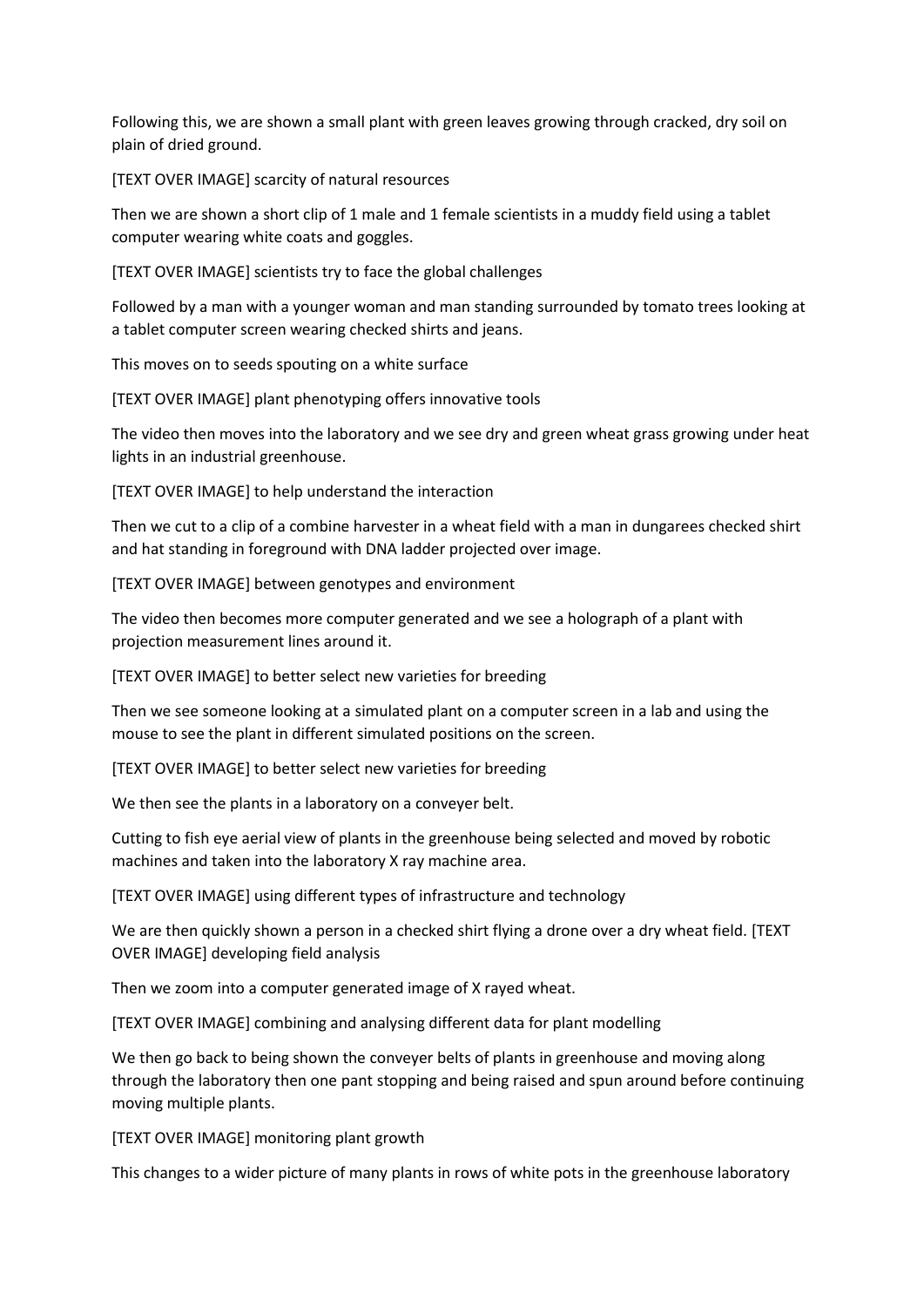Following this, we are shown a small plant with green leaves growing through cracked, dry soil on plain of dried ground.

[TEXT OVER IMAGE] scarcity of natural resources

Then we are shown a short clip of 1 male and 1 female scientists in a muddy field using a tablet computer wearing white coats and goggles.

[TEXT OVER IMAGE] scientists try to face the global challenges

Followed by a man with a younger woman and man standing surrounded by tomato trees looking at a tablet computer screen wearing checked shirts and jeans.

This moves on to seeds spouting on a white surface

[TEXT OVER IMAGE] plant phenotyping offers innovative tools

The video then moves into the laboratory and we see dry and green wheat grass growing under heat lights in an industrial greenhouse.

[TEXT OVER IMAGE] to help understand the interaction

Then we cut to a clip of a combine harvester in a wheat field with a man in dungarees checked shirt and hat standing in foreground with DNA ladder projected over image.

[TEXT OVER IMAGE] between genotypes and environment

The video then becomes more computer generated and we see a holograph of a plant with projection measurement lines around it.

[TEXT OVER IMAGE] to better select new varieties for breeding

Then we see someone looking at a simulated plant on a computer screen in a lab and using the mouse to see the plant in different simulated positions on the screen.

[TEXT OVER IMAGE] to better select new varieties for breeding

We then see the plants in a laboratory on a conveyer belt.

Cutting to fish eye aerial view of plants in the greenhouse being selected and moved by robotic machines and taken into the laboratory X ray machine area.

[TEXT OVER IMAGE] using different types of infrastructure and technology

We are then quickly shown a person in a checked shirt flying a drone over a dry wheat field. [TEXT OVER IMAGE] developing field analysis

Then we zoom into a computer generated image of X rayed wheat.

[TEXT OVER IMAGE] combining and analysing different data for plant modelling

We then go back to being shown the conveyer belts of plants in greenhouse and moving along through the laboratory then one pant stopping and being raised and spun around before continuing moving multiple plants.

[TEXT OVER IMAGE] monitoring plant growth

This changes to a wider picture of many plants in rows of white pots in the greenhouse laboratory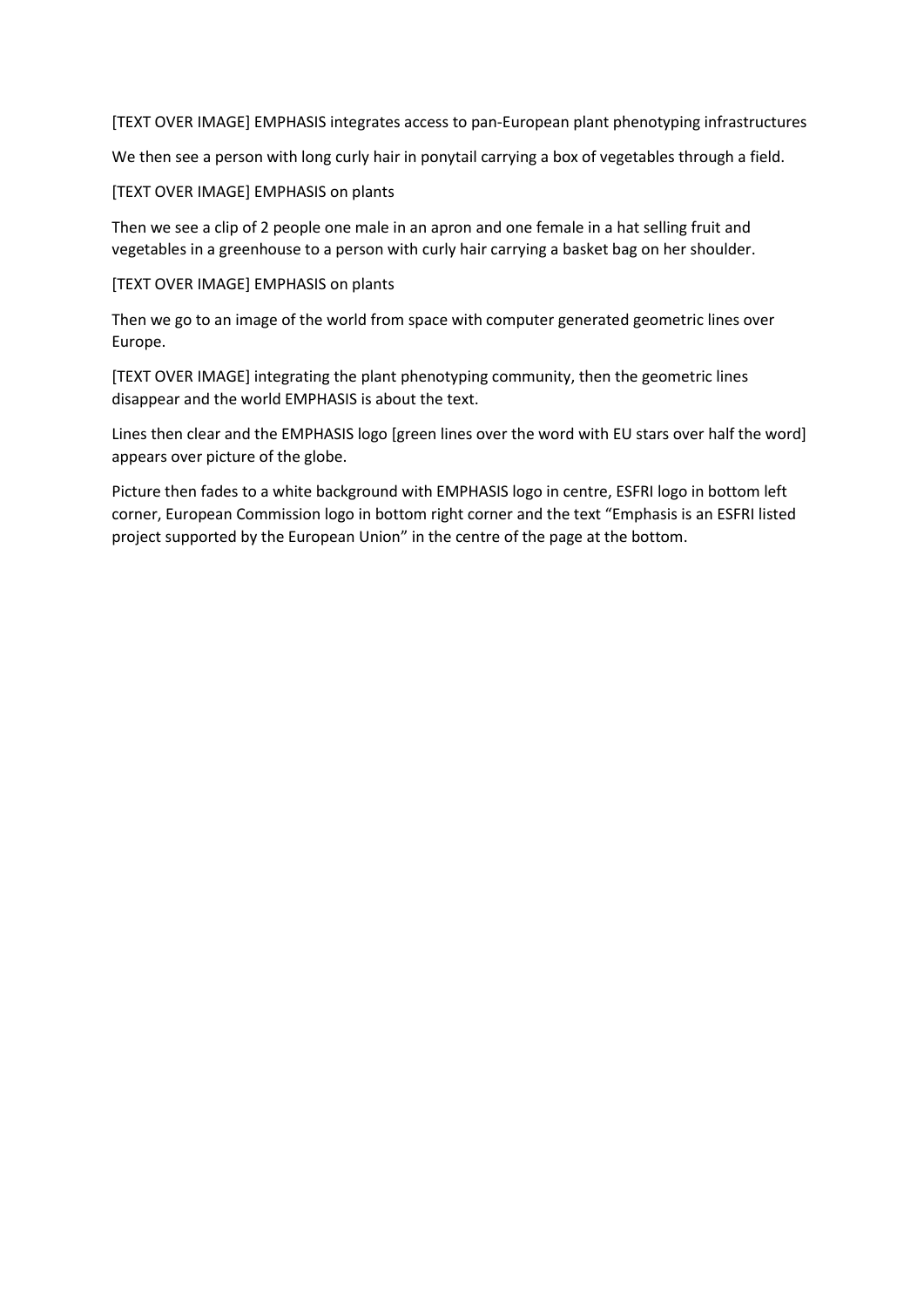[TEXT OVER IMAGE] EMPHASIS integrates access to pan-European plant phenotyping infrastructures

We then see a person with long curly hair in ponytail carrying a box of vegetables through a field.

[TEXT OVER IMAGE] EMPHASIS on plants

Then we see a clip of 2 people one male in an apron and one female in a hat selling fruit and vegetables in a greenhouse to a person with curly hair carrying a basket bag on her shoulder.

[TEXT OVER IMAGE] EMPHASIS on plants

Then we go to an image of the world from space with computer generated geometric lines over Europe.

[TEXT OVER IMAGE] integrating the plant phenotyping community, then the geometric lines disappear and the world EMPHASIS is about the text.

Lines then clear and the EMPHASIS logo [green lines over the word with EU stars over half the word] appears over picture of the globe.

Picture then fades to a white background with EMPHASIS logo in centre, ESFRI logo in bottom left corner, European Commission logo in bottom right corner and the text "Emphasis is an ESFRI listed project supported by the European Union" in the centre of the page at the bottom.